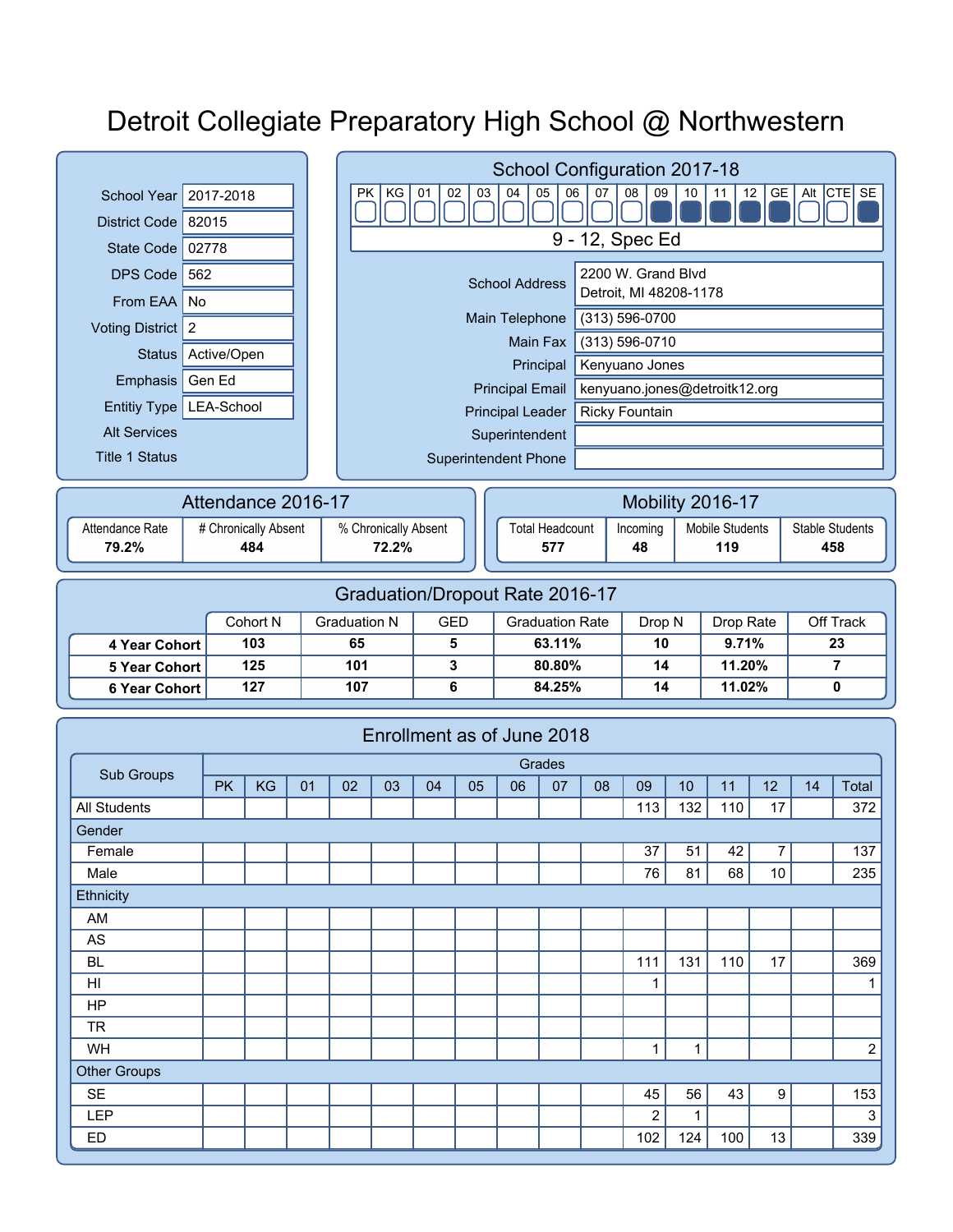# Detroit Collegiate Preparatory High School @ Northwestern

| | |
|---|---|
| School Year | 2017-2018 |
| District Code | 82015 |
| State Code | 02778 |
| DPS Code | 562 |
| From EAA | No |
| Voting District | 2 |
| Status | Active/Open |
| Emphasis | Gen Ed |
| Entitiy Type | LEA-School |
| Alt Services | |
| Title 1 Status | |

## School Configuration 2017-18

| PK | KG | 01 | 02 | 03 | 04 | 05 | 06 | 07 | 08 | 09 | 10 | 11 | 12 | GE | Alt | CTE | SE |
|---|---|---|---|---|---|---|---|---|---|---|---|---|---|---|---|---|---|
| | | | | | | | | | | ■ | ■ | ■ | ■ | ■ | | | ■ |

9 - 12, Spec Ed

| | |
|---|---|
| School Address | 2200 W. Grand Blvd<br>Detroit, MI 48208-1178 |
| Main Telephone | (313) 596-0700 |
| Main Fax | (313) 596-0710 |
| Principal | Kenyuano Jones |
| Principal Email | kenyuano.jones@detroitk12.org |
| Principal Leader | Ricky Fountain |
| Superintendent | |
| Superintendent Phone | |

## Attendance 2016-17

| Attendance Rate | # Chronically Absent | % Chronically Absent |
|---|---|---|
| **79.2%** | **484** | **72.2%** |

## Mobility 2016-17

| Total Headcount | Incoming | Mobile Students | Stable Students |
|---|---|---|---|
| **577** | **48** | **119** | **458** |

## Graduation/Dropout Rate 2016-17

| | Cohort N | Graduation N | GED | Graduation Rate | Drop N | Drop Rate | Off Track |
|---|---|---|---|---|---|---|---|
| **4 Year Cohort** | **103** | **65** | **5** | **63.11%** | **10** | **9.71%** | **23** |
| **5 Year Cohort** | **125** | **101** | **3** | **80.80%** | **14** | **11.20%** | **7** |
| **6 Year Cohort** | **127** | **107** | **6** | **84.25%** | **14** | **11.02%** | **0** |

## Enrollment as of June 2018

| Sub Groups | Grades | | | | | | | | | | | | | | |
|---|---|---|---|---|---|---|---|---|---|---|---|---|---|---|---|
| | PK | KG | 01 | 02 | 03 | 04 | 05 | 06 | 07 | 08 | 09 | 10 | 11 | 12 | 14 | Total |
| All Students | | | | | | | | | | | 113 | 132 | 110 | 17 | | 372 |
| Gender | | | | | | | | | | | | | | | | |
| Female | | | | | | | | | | | 37 | 51 | 42 | 7 | | 137 |
| Male | | | | | | | | | | | 76 | 81 | 68 | 10 | | 235 |
| Ethnicity | | | | | | | | | | | | | | | | |
| AM | | | | | | | | | | | | | | | | |
| AS | | | | | | | | | | | | | | | | |
| BL | | | | | | | | | | | 111 | 131 | 110 | 17 | | 369 |
| HI | | | | | | | | | | | 1 | | | | | 1 |
| HP | | | | | | | | | | | | | | | | |
| TR | | | | | | | | | | | | | | | | |
| WH | | | | | | | | | | | 1 | 1 | | | | 2 |
| Other Groups | | | | | | | | | | | | | | | | |
| SE | | | | | | | | | | | 45 | 56 | 43 | 9 | | 153 |
| LEP | | | | | | | | | | | 2 | 1 | | | | 3 |
| ED | | | | | | | | | | | 102 | 124 | 100 | 13 | | 339 |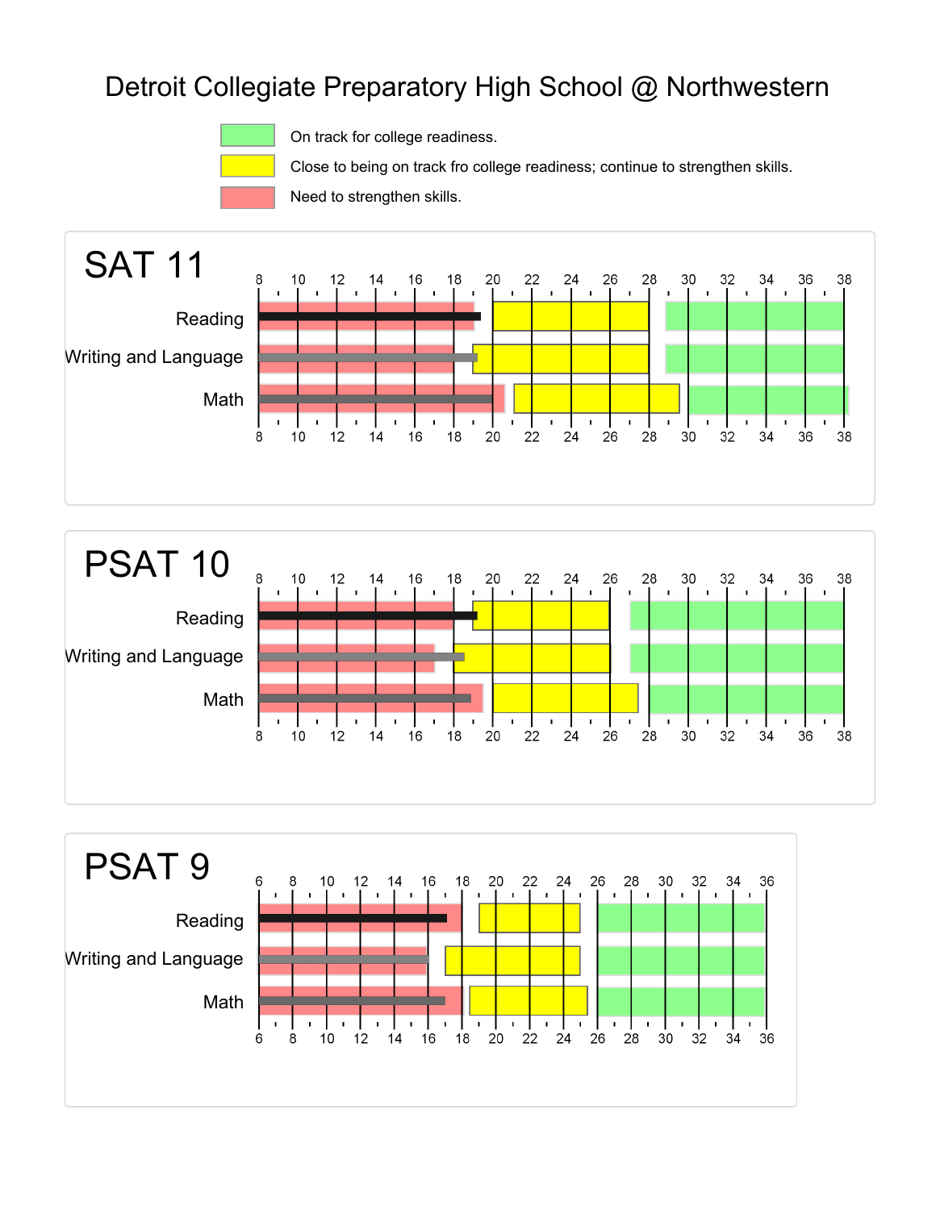# Detroit Collegiate Preparatory High School @ Northwestern

- On track for college readiness.
- Close to being on track fro college readiness; continue to strengthen skills.
- Need to strengthen skills.

## SAT 11

8 10 12 14 16 18 20 22 24 26 28 30 32 34 36 38

Reading

Writing and Language

Math

8 10 12 14 16 18 20 22 24 26 28 30 32 34 36 38

## PSAT 10

8 10 12 14 16 18 20 22 24 26 28 30 32 34 36 38

Reading

Writing and Language

Math

8 10 12 14 16 18 20 22 24 26 28 30 32 34 36 38

## PSAT 9

6 8 10 12 14 16 18 20 22 24 26 28 30 32 34 36

Reading

Writing and Language

Math

6 8 10 12 14 16 18 20 22 24 26 28 30 32 34 36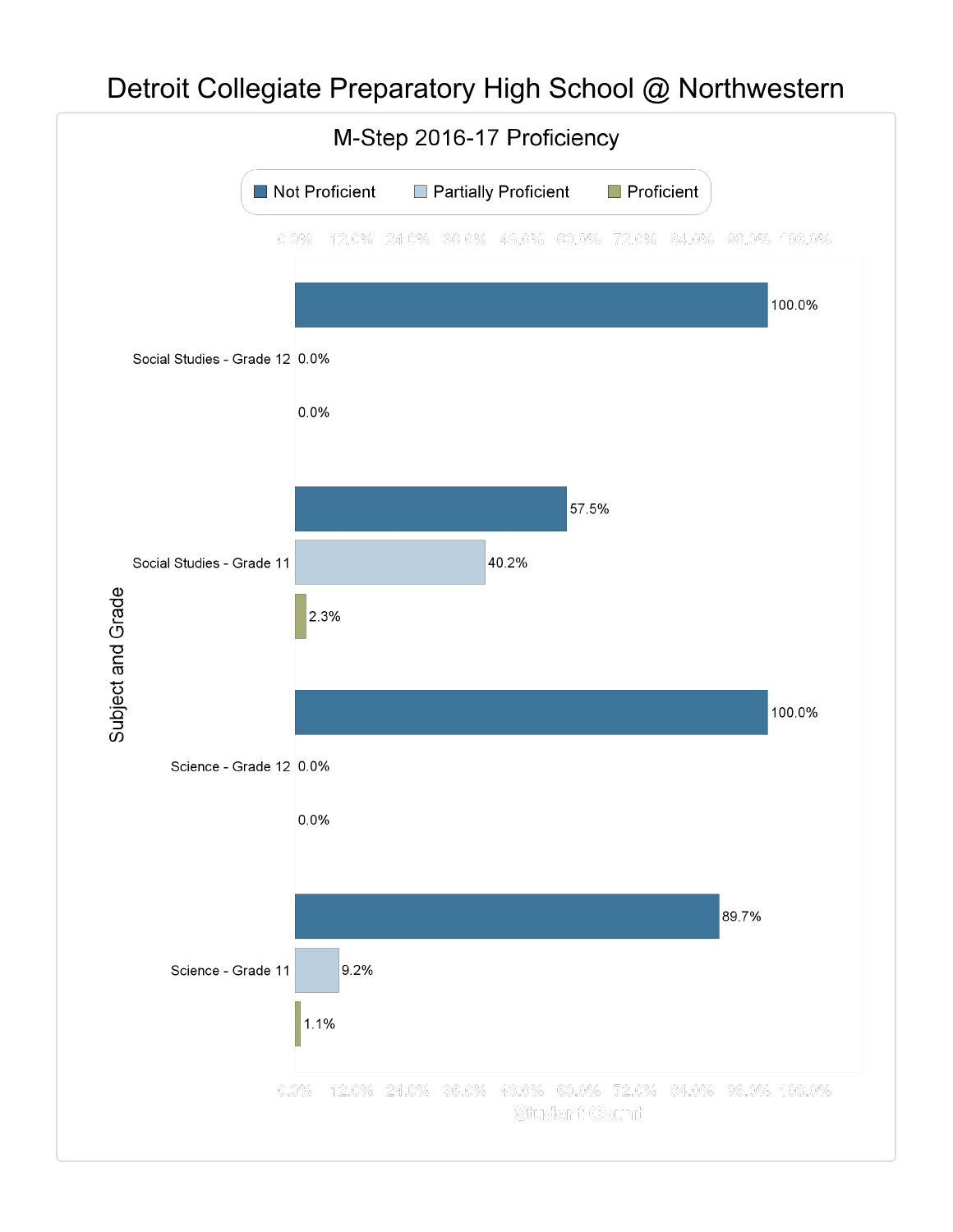# Detroit Collegiate Preparatory High School @ Northwestern

## M-Step 2016-17 Proficiency

| Subject and Grade | Not Proficient | Partially Proficient | Proficient |
|---|---|---|---|
| Social Studies - Grade 12 | 100.0% | 0.0% | 0.0% |
| Social Studies - Grade 11 | 57.5% | 40.2% | 2.3% |
| Science - Grade 12 | 100.0% | 0.0% | 0.0% |
| Science - Grade 11 | 89.7% | 9.2% | 1.1% |

Student Count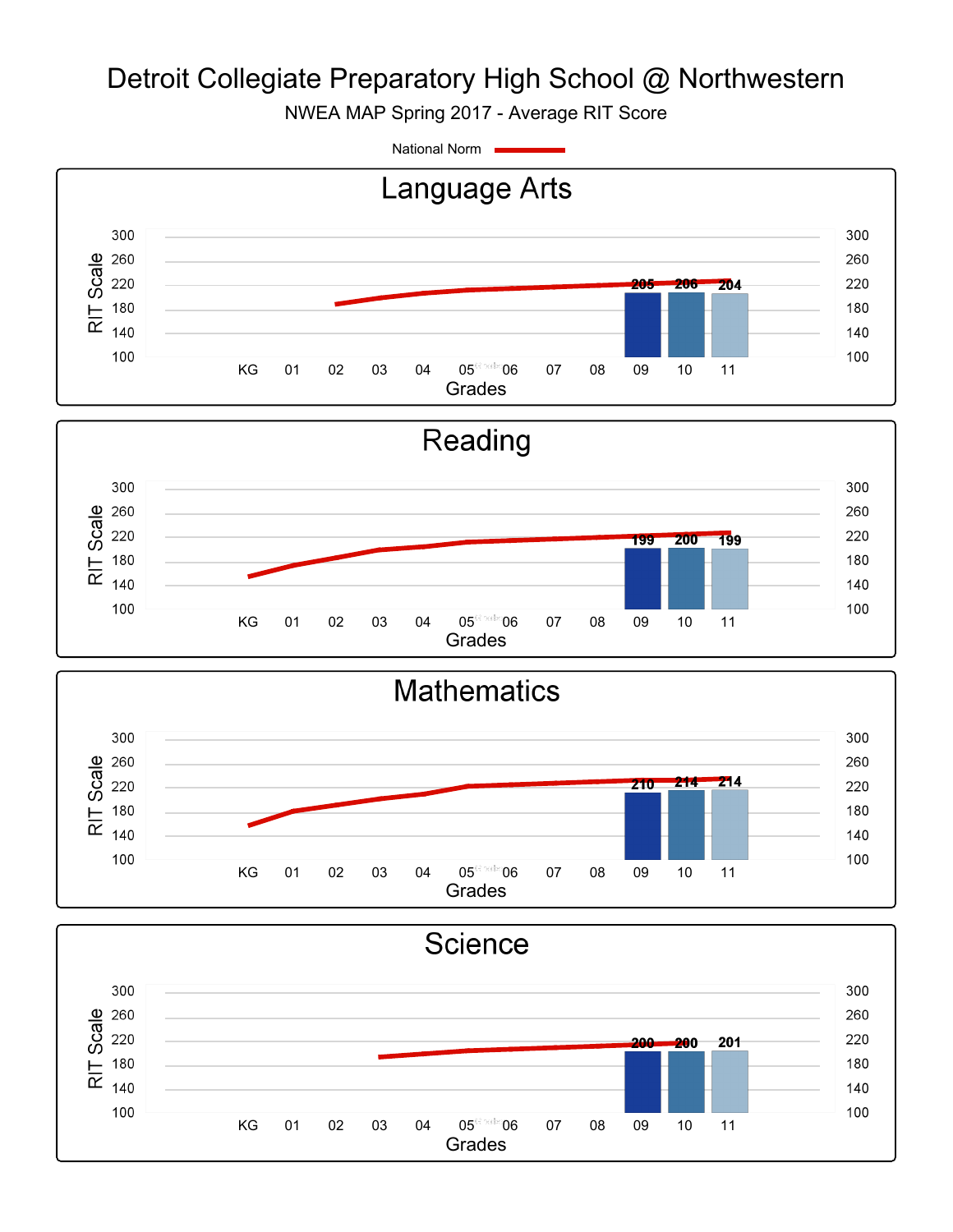# Detroit Collegiate Preparatory High School @ Northwestern

NWEA MAP Spring 2017 - Average RIT Score

National Norm

## Language Arts

| Grades | 09 | 10 | 11 |
|---|---|---|---|
| RIT Score | 205 | 206 | 204 |

## Reading

| Grades | 09 | 10 | 11 |
|---|---|---|---|
| RIT Score | 199 | 200 | 199 |

## Mathematics

| Grades | 09 | 10 | 11 |
|---|---|---|---|
| RIT Score | 210 | 214 | 214 |

## Science

| Grades | 09 | 10 | 11 |
|---|---|---|---|
| RIT Score | 200 | 200 | 201 |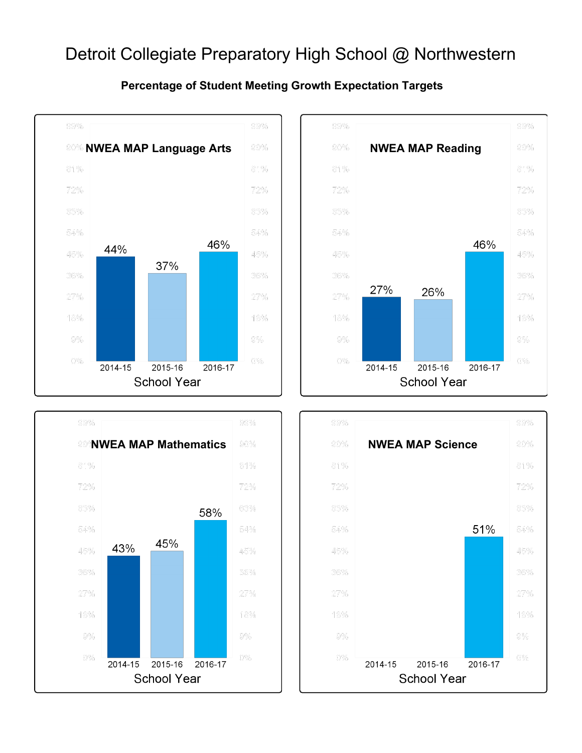# Detroit Collegiate Preparatory High School @ Northwestern

**Percentage of Student Meeting Growth Expectation Targets**

**NWEA MAP Language Arts**

44%
37%
46%

2014-15
2015-16
2016-17

School Year

**NWEA MAP Reading**

27%
26%
46%

2014-15
2015-16
2016-17

School Year

**NWEA MAP Mathematics**

43%
45%
58%

2014-15
2015-16
2016-17

School Year

**NWEA MAP Science**

51%

2014-15
2015-16
2016-17

School Year